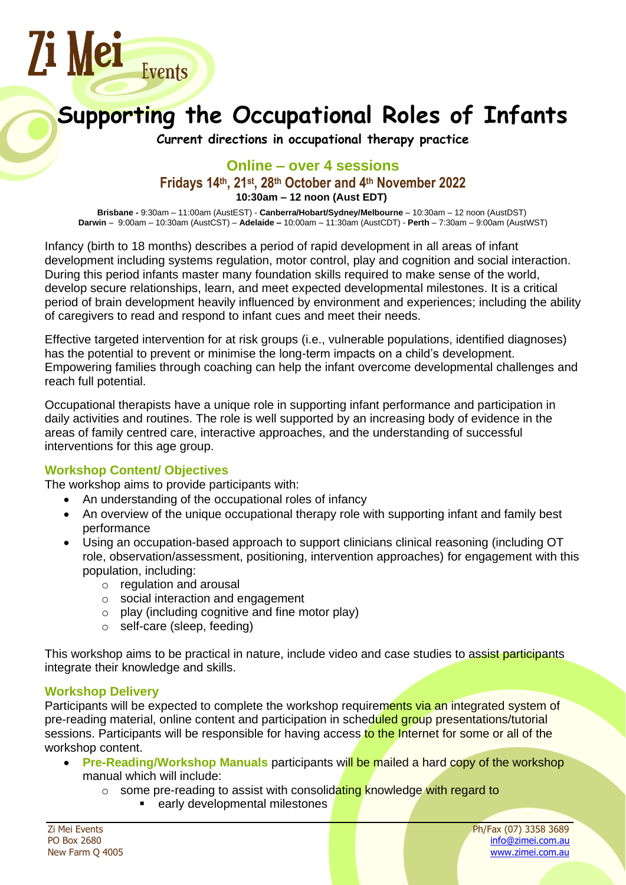Zi Mei Events

# Supporting the Occupational Roles of Infants

**Current directions in occupational therapy practice**

## Online – over 4 sessions

### Fridays 14th, 21st, 28th October and 4th November 2022

**10:30am – 12 noon (Aust EDT)**

**Brisbane -** 9:30am – 11:00am (AustEST) - **Canberra/Hobart/Sydney/Melbourne** – 10:30am – 12 noon (AustDST)
**Darwin** – 9:00am – 10:30am (AustCST) – **Adelaide –** 10:00am – 11:30am (AustCDT) - **Perth** – 7:30am – 9:00am (AustWST)

Infancy (birth to 18 months) describes a period of rapid development in all areas of infant development including systems regulation, motor control, play and cognition and social interaction. During this period infants master many foundation skills required to make sense of the world, develop secure relationships, learn, and meet expected developmental milestones. It is a critical period of brain development heavily influenced by environment and experiences; including the ability of caregivers to read and respond to infant cues and meet their needs.

Effective targeted intervention for at risk groups (i.e., vulnerable populations, identified diagnoses) has the potential to prevent or minimise the long-term impacts on a child's development. Empowering families through coaching can help the infant overcome developmental challenges and reach full potential.

Occupational therapists have a unique role in supporting infant performance and participation in daily activities and routines. The role is well supported by an increasing body of evidence in the areas of family centred care, interactive approaches, and the understanding of successful interventions for this age group.

### Workshop Content/ Objectives

The workshop aims to provide participants with:

- An understanding of the occupational roles of infancy
- An overview of the unique occupational therapy role with supporting infant and family best performance
- Using an occupation-based approach to support clinicians clinical reasoning (including OT role, observation/assessment, positioning, intervention approaches) for engagement with this population, including:
    - regulation and arousal
    - social interaction and engagement
    - play (including cognitive and fine motor play)
    - self-care (sleep, feeding)

This workshop aims to be practical in nature, include video and case studies to assist participants integrate their knowledge and skills.

### Workshop Delivery

Participants will be expected to complete the workshop requirements via an integrated system of pre-reading material, online content and participation in scheduled group presentations/tutorial sessions. Participants will be responsible for having access to the Internet for some or all of the workshop content.

- **Pre-Reading/Workshop Manuals** participants will be mailed a hard copy of the workshop manual which will include:
    - some pre-reading to assist with consolidating knowledge with regard to
        - early developmental milestones

Zi Mei Events
PO Box 2680
New Farm Q 4005

Ph/Fax (07) 3358 3689
info@zimei.com.au
www.zimei.com.au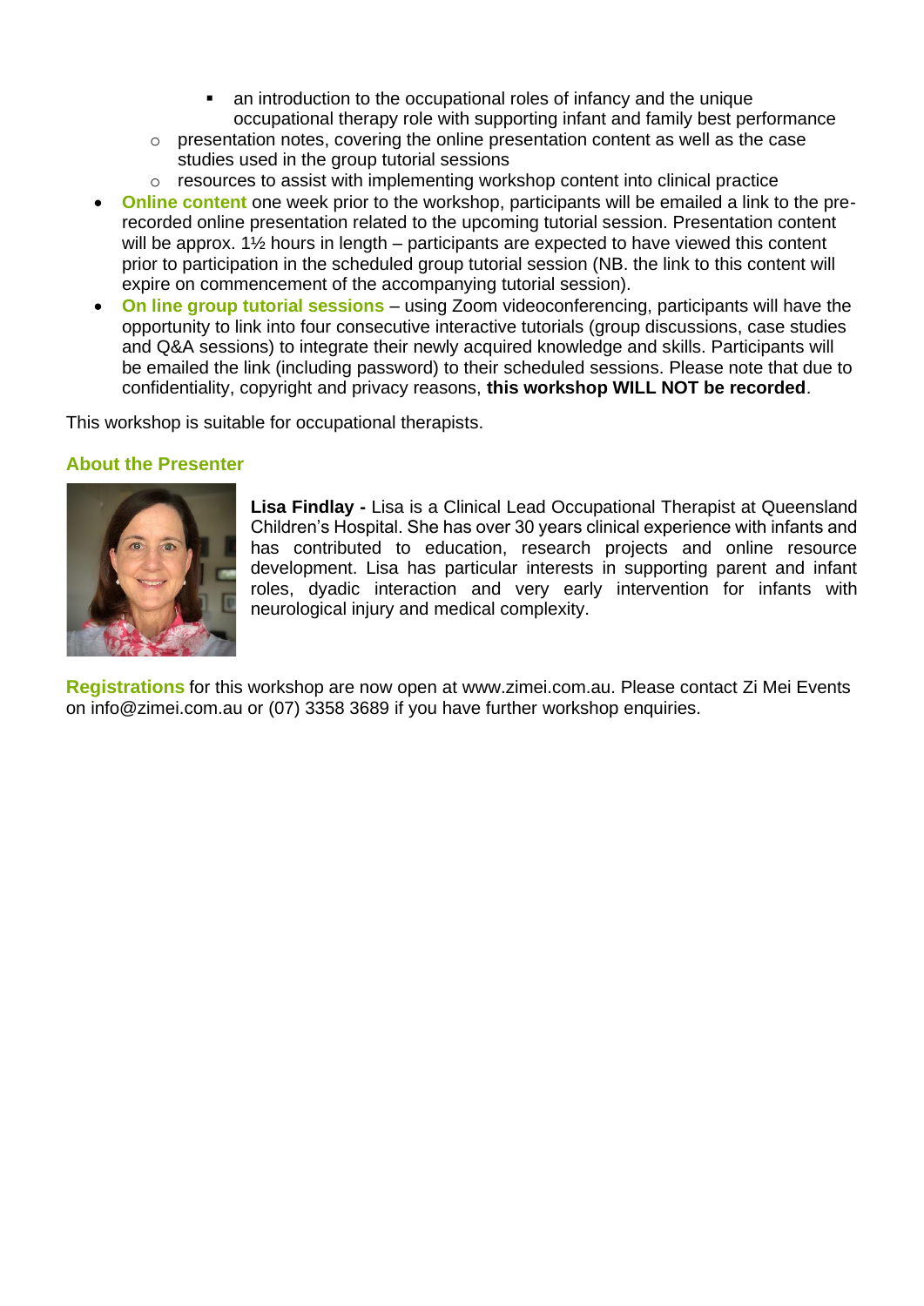- an introduction to the occupational roles of infancy and the unique occupational therapy role with supporting infant and family best performance
    - presentation notes, covering the online presentation content as well as the case studies used in the group tutorial sessions
    - resources to assist with implementing workshop content into clinical practice
- **Online content** one week prior to the workshop, participants will be emailed a link to the pre-recorded online presentation related to the upcoming tutorial session. Presentation content will be approx. 1½ hours in length – participants are expected to have viewed this content prior to participation in the scheduled group tutorial session (NB. the link to this content will expire on commencement of the accompanying tutorial session).
- **On line group tutorial sessions** – using Zoom videoconferencing, participants will have the opportunity to link into four consecutive interactive tutorials (group discussions, case studies and Q&A sessions) to integrate their newly acquired knowledge and skills. Participants will be emailed the link (including password) to their scheduled sessions. Please note that due to confidentiality, copyright and privacy reasons, **this workshop WILL NOT be recorded**.

This workshop is suitable for occupational therapists.

## About the Presenter

**Lisa Findlay -** Lisa is a Clinical Lead Occupational Therapist at Queensland Children's Hospital. She has over 30 years clinical experience with infants and has contributed to education, research projects and online resource development. Lisa has particular interests in supporting parent and infant roles, dyadic interaction and very early intervention for infants with neurological injury and medical complexity.

**Registrations** for this workshop are now open at www.zimei.com.au. Please contact Zi Mei Events on info@zimei.com.au or (07) 3358 3689 if you have further workshop enquiries.